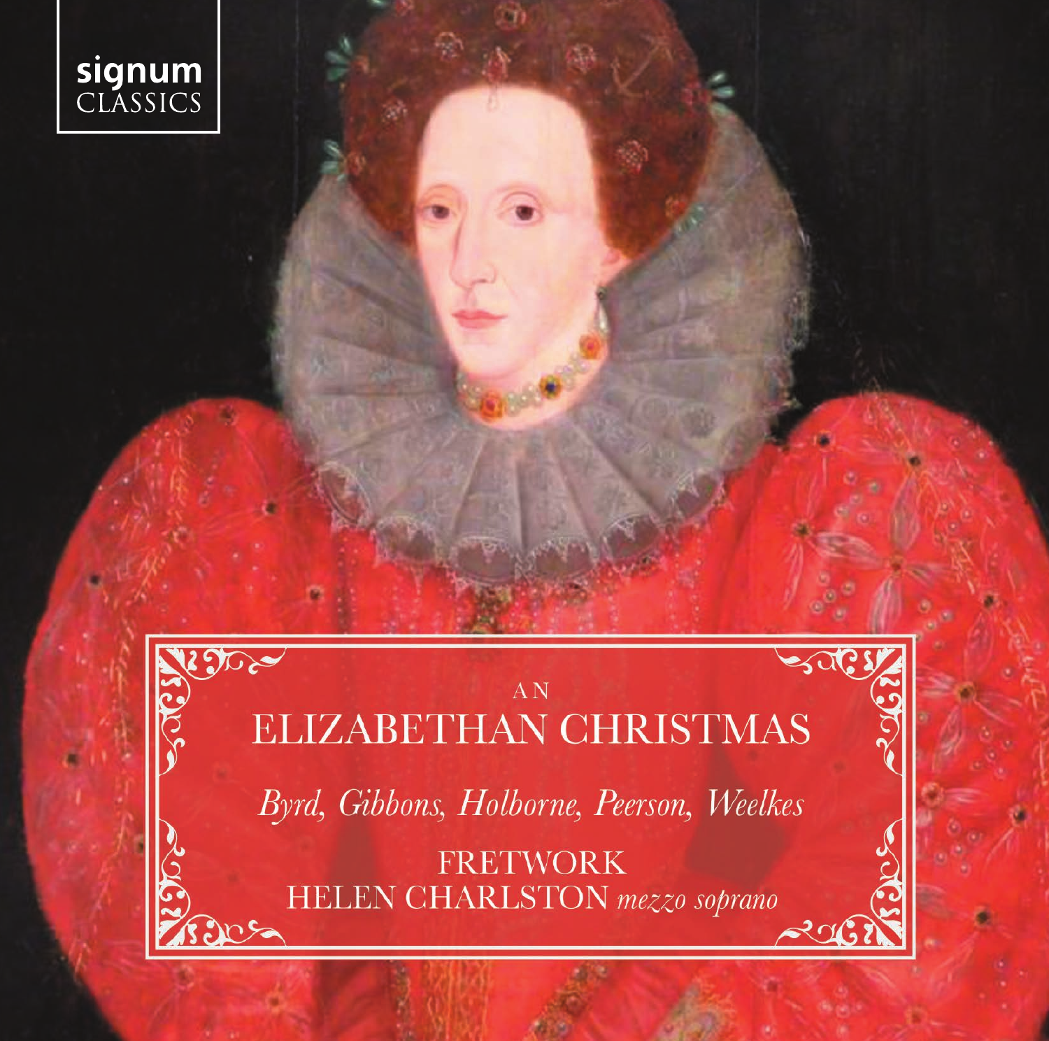signum
CLASSICS

AN

# ELIZABETHAN CHRISTMAS

*Byrd, Gibbons, Holborne, Peerson, Weelkes*

FRETWORK

HELEN CHARLSTON *mezzo soprano*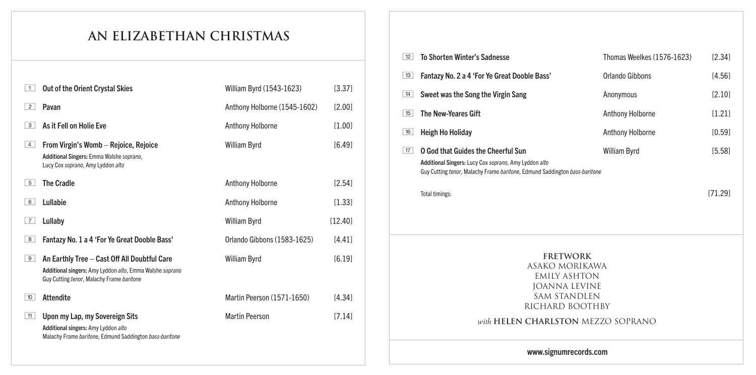# AN ELIZABETHAN CHRISTMAS

| | | | |
|---|---|---|---|
| 1 | **Out of the Orient Crystal Skies** | William Byrd (1543-1623) | [3.37] |
| 2 | **Pavan** | Anthony Holborne (1545-1602) | [2.00] |
| 3 | **As it Fell on Holie Eve** | Anthony Holborne | [1.00] |
| 4 | **From Virgin's Womb – Rejoice, Rejoice**<br>Additional Singers: Emma Walshe *soprano*, Lucy Cox *soprano*, Amy Lyddon *alto* | William Byrd | [6.49] |
| 5 | **The Cradle** | Anthony Holborne | [2.54] |
| 6 | **Lullabie** | Anthony Holborne | [1.33] |
| 7 | **Lullaby** | William Byrd | [12.40] |
| 8 | **Fantazy No. 1 a 4 'For Ye Great Dooble Bass'** | Orlando Gibbons (1583-1625) | [4.41] |
| 9 | **An Earthly Tree – Cast Off All Doubtful Care**<br>Additional singers: Amy Lyddon *alto*, Emma Walshe *soprano* Guy Cutting *tenor*, Malachy Frame *baritone* | William Byrd | [6.19] |
| 10 | **Attendite** | Martin Peerson (1571-1650) | [4.34] |
| 11 | **Upon my Lap, my Sovereign Sits**<br>Additional singers: Amy Lyddon *alto* Malachy Frame *baritone*, Edmund Saddington *bass-baritone* | Martin Peerson | [7.14] |
| 12 | **To Shorten Winter's Sadnesse** | Thomas Weelkes (1576-1623) | [2.34] |
| 13 | **Fantazy No. 2 a 4 'For Ye Great Dooble Bass'** | Orlando Gibbons | [4.56] |
| 14 | **Sweet was the Song the Virgin Sang** | Anonymous | [2.10] |
| 15 | **The New-Yeares Gift** | Anthony Holborne | [1.21] |
| 16 | **Heigh Ho Holiday** | Anthony Holborne | [0.59] |
| 17 | **O God that Guides the Cheerful Sun**<br>Additional Singers: Lucy Cox *soprano*, Amy Lyddon *alto* Guy Cutting *tenor*, Malachy Frame *baritone*, Edmund Saddington *bass-baritone* | William Byrd | [5.58] |
| | Total timings: | | [71.29] |

**FRETWORK**
ASAKO MORIKAWA
EMILY ASHTON
JOANNA LEVINE
SAM STANDLEN
RICHARD BOOTHBY

*with* **HELEN CHARLSTON** MEZZO SOPRANO

www.signumrecords.com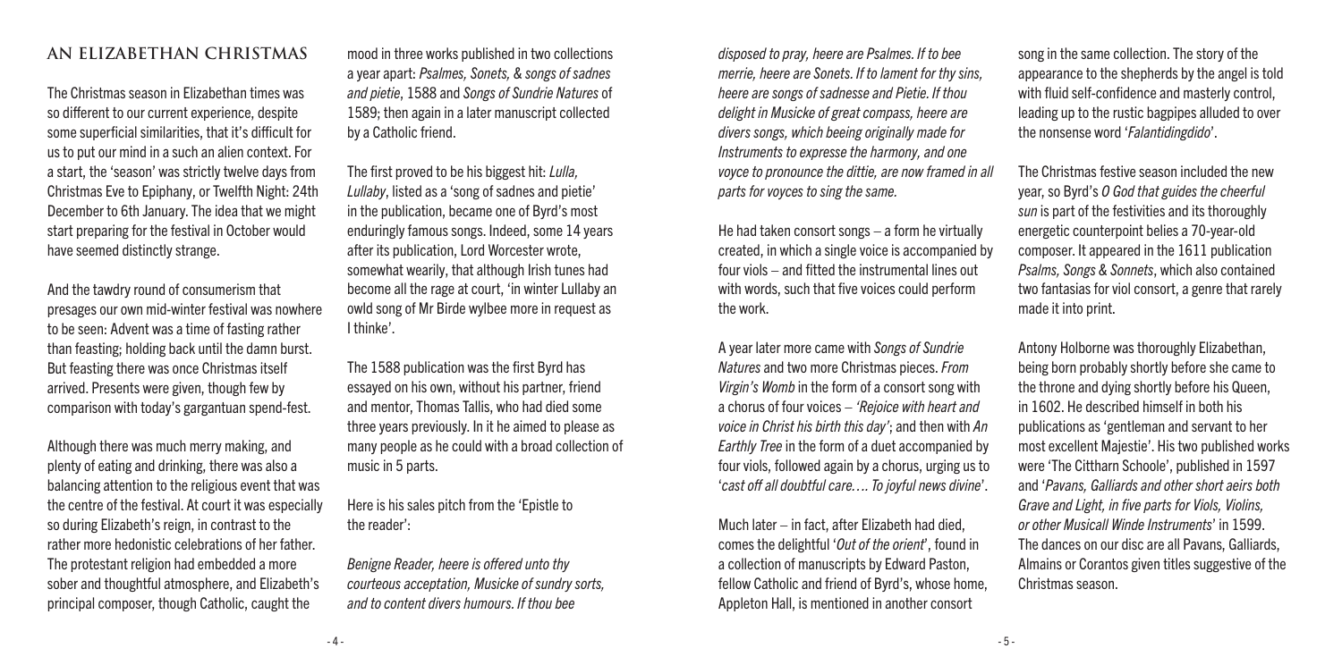## AN ELIZABETHAN CHRISTMAS

The Christmas season in Elizabethan times was so different to our current experience, despite some superficial similarities, that it's difficult for us to put our mind in a such an alien context. For a start, the 'season' was strictly twelve days from Christmas Eve to Epiphany, or Twelfth Night: 24th December to 6th January. The idea that we might start preparing for the festival in October would have seemed distinctly strange.

And the tawdry round of consumerism that presages our own mid-winter festival was nowhere to be seen: Advent was a time of fasting rather than feasting; holding back until the damn burst. But feasting there was once Christmas itself arrived. Presents were given, though few by comparison with today's gargantuan spend-fest.

Although there was much merry making, and plenty of eating and drinking, there was also a balancing attention to the religious event that was the centre of the festival. At court it was especially so during Elizabeth's reign, in contrast to the rather more hedonistic celebrations of her father. The protestant religion had embedded a more sober and thoughtful atmosphere, and Elizabeth's principal composer, though Catholic, caught the mood in three works published in two collections a year apart: *Psalmes, Sonets, & songs of sadnes and pietie*, 1588 and *Songs of Sundrie Natures* of 1589; then again in a later manuscript collected by a Catholic friend.

The first proved to be his biggest hit: *Lulla, Lullaby*, listed as a 'song of sadnes and pietie' in the publication, became one of Byrd's most enduringly famous songs. Indeed, some 14 years after its publication, Lord Worcester wrote, somewhat wearily, that although Irish tunes had become all the rage at court, 'in winter Lullaby an owld song of Mr Birde wylbee more in request as I thinke'.

The 1588 publication was the first Byrd has essayed on his own, without his partner, friend and mentor, Thomas Tallis, who had died some three years previously. In it he aimed to please as many people as he could with a broad collection of music in 5 parts.

Here is his sales pitch from the 'Epistle to the reader':

*Benigne Reader, heere is offered unto thy courteous acceptation, Musicke of sundry sorts, and to content divers humours. If thou bee disposed to pray, heere are Psalmes. If to bee merrie, heere are Sonets. If to lament for thy sins, heere are songs of sadnesse and Pietie. If thou delight in Musicke of great compass, heere are divers songs, which beeing originally made for Instruments to expresse the harmony, and one voyce to pronounce the dittie, are now framed in all parts for voyces to sing the same.*

He had taken consort songs – a form he virtually created, in which a single voice is accompanied by four viols – and fitted the instrumental lines out with words, such that five voices could perform the work.

A year later more came with *Songs of Sundrie Natures* and two more Christmas pieces. *From Virgin's Womb* in the form of a consort song with a chorus of four voices – *'Rejoice with heart and voice in Christ his birth this day'*; and then with *An Earthly Tree* in the form of a duet accompanied by four viols, followed again by a chorus, urging us to '*cast off all doubtful care…. To joyful news divine*'.

Much later – in fact, after Elizabeth had died, comes the delightful '*Out of the orient*', found in a collection of manuscripts by Edward Paston, fellow Catholic and friend of Byrd's, whose home, Appleton Hall, is mentioned in another consort song in the same collection. The story of the appearance to the shepherds by the angel is told with fluid self-confidence and masterly control, leading up to the rustic bagpipes alluded to over the nonsense word '*Falantidingdido*'.

The Christmas festive season included the new year, so Byrd's *O God that guides the cheerful sun* is part of the festivities and its thoroughly energetic counterpoint belies a 70-year-old composer. It appeared in the 1611 publication *Psalms, Songs & Sonnets*, which also contained two fantasias for viol consort, a genre that rarely made it into print.

Antony Holborne was thoroughly Elizabethan, being born probably shortly before she came to the throne and dying shortly before his Queen, in 1602. He described himself in both his publications as 'gentleman and servant to her most excellent Majestie'. His two published works were 'The Cittharn Schoole', published in 1597 and '*Pavans, Galliards and other short aeirs both Grave and Light, in five parts for Viols, Violins, or other Musicall Winde Instruments*' in 1599. The dances on our disc are all Pavans, Galliards, Almains or Corantos given titles suggestive of the Christmas season.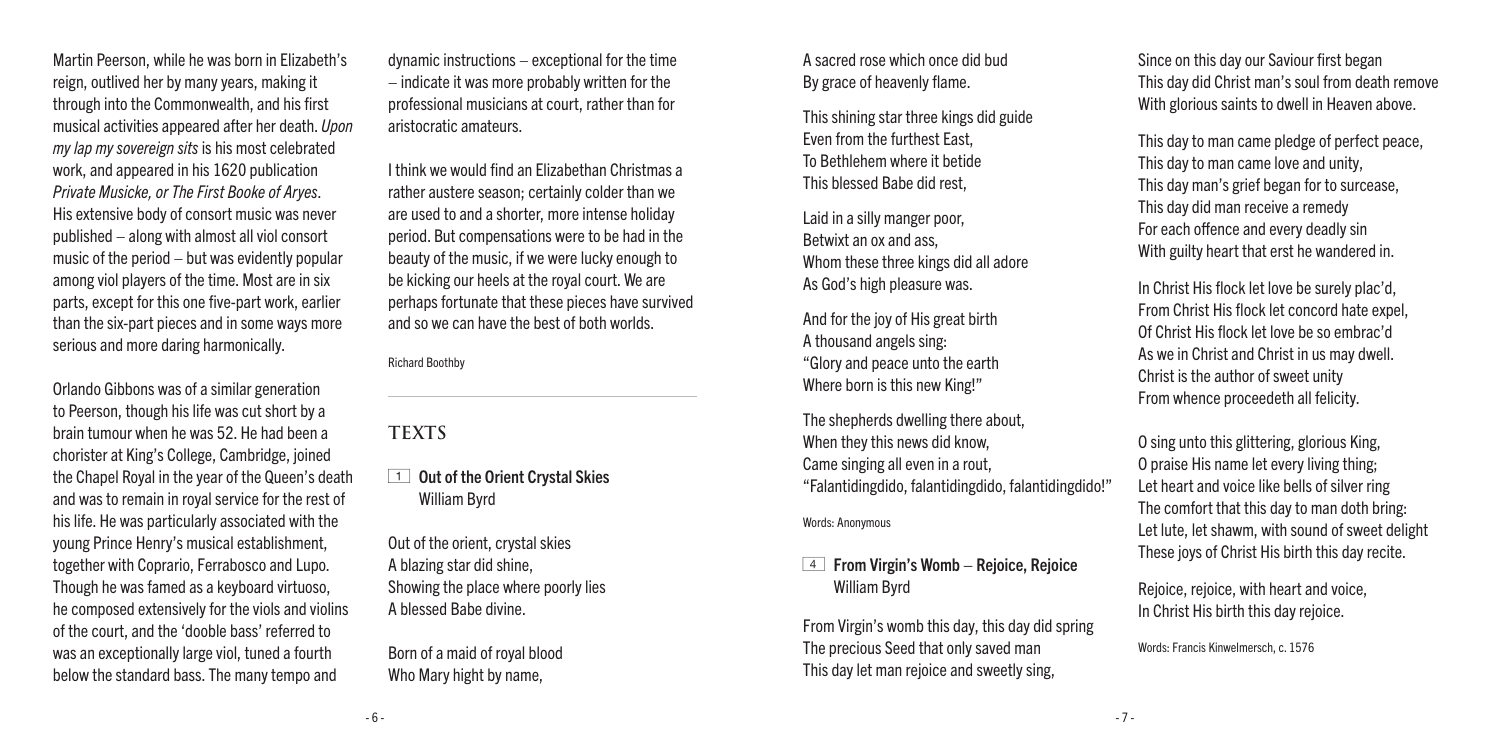Martin Peerson, while he was born in Elizabeth's reign, outlived her by many years, making it through into the Commonwealth, and his first musical activities appeared after her death. *Upon my lap my sovereign sits* is his most celebrated work, and appeared in his 1620 publication *Private Musicke, or The First Booke of Aryes*. His extensive body of consort music was never published – along with almost all viol consort music of the period – but was evidently popular among viol players of the time. Most are in six parts, except for this one five-part work, earlier than the six-part pieces and in some ways more serious and more daring harmonically.

Orlando Gibbons was of a similar generation to Peerson, though his life was cut short by a brain tumour when he was 52. He had been a chorister at King's College, Cambridge, joined the Chapel Royal in the year of the Queen's death and was to remain in royal service for the rest of his life. He was particularly associated with the young Prince Henry's musical establishment, together with Coprario, Ferrabosco and Lupo. Though he was famed as a keyboard virtuoso, he composed extensively for the viols and violins of the court, and the 'dooble bass' referred to was an exceptionally large viol, tuned a fourth below the standard bass. The many tempo and dynamic instructions – exceptional for the time – indicate it was more probably written for the professional musicians at court, rather than for aristocratic amateurs.

I think we would find an Elizabethan Christmas a rather austere season; certainly colder than we are used to and a shorter, more intense holiday period. But compensations were to be had in the beauty of the music, if we were lucky enough to be kicking our heels at the royal court. We are perhaps fortunate that these pieces have survived and so we can have the best of both worlds.

Richard Boothby

## TEXTS

### 1 Out of the Orient Crystal Skies
**William Byrd**

Out of the orient, crystal skies
A blazing star did shine,
Showing the place where poorly lies
A blessed Babe divine.

Born of a maid of royal blood
Who Mary hight by name,
A sacred rose which once did bud
By grace of heavenly flame.

This shining star three kings did guide
Even from the furthest East,
To Bethlehem where it betide
This blessed Babe did rest,

Laid in a silly manger poor,
Betwixt an ox and ass,
Whom these three kings did all adore
As God's high pleasure was.

And for the joy of His great birth
A thousand angels sing:
"Glory and peace unto the earth
Where born is this new King!"

The shepherds dwelling there about,
When they this news did know,
Came singing all even in a rout,
"Falantidingdido, falantidingdido, falantidingdido!"

Words: Anonymous

### 4 From Virgin's Womb – Rejoice, Rejoice
**William Byrd**

From Virgin's womb this day, this day did spring
The precious Seed that only saved man
This day let man rejoice and sweetly sing,
Since on this day our Saviour first began
This day did Christ man's soul from death remove
With glorious saints to dwell in Heaven above.

This day to man came pledge of perfect peace,
This day to man came love and unity,
This day man's grief began for to surcease,
This day did man receive a remedy
For each offence and every deadly sin
With guilty heart that erst he wandered in.

In Christ His flock let love be surely plac'd,
From Christ His flock let concord hate expel,
Of Christ His flock let love be so embrac'd
As we in Christ and Christ in us may dwell.
Christ is the author of sweet unity
From whence proceedeth all felicity.

O sing unto this glittering, glorious King,
O praise His name let every living thing;
Let heart and voice like bells of silver ring
The comfort that this day to man doth bring:
Let lute, let shawm, with sound of sweet delight
These joys of Christ His birth this day recite.

Rejoice, rejoice, with heart and voice,
In Christ His birth this day rejoice.

Words: Francis Kinwelmersch, c. 1576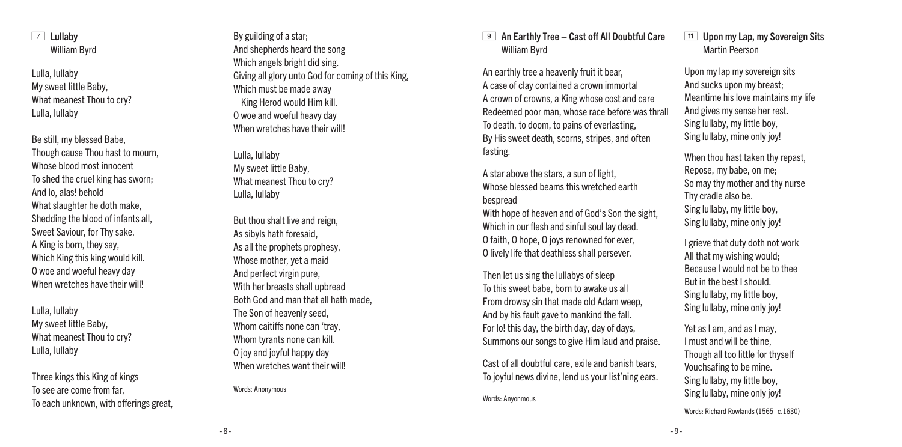## 7 Lullaby
William Byrd

Lulla, lullaby
My sweet little Baby,
What meanest Thou to cry?
Lulla, lullaby

Be still, my blessed Babe,
Though cause Thou hast to mourn,
Whose blood most innocent
To shed the cruel king has sworn;
And lo, alas! behold
What slaughter he doth make,
Shedding the blood of infants all,
Sweet Saviour, for Thy sake.
A King is born, they say,
Which King this king would kill.
O woe and woeful heavy day
When wretches have their will!

Lulla, lullaby
My sweet little Baby,
What meanest Thou to cry?
Lulla, lullaby

Three kings this King of kings
To see are come from far,
To each unknown, with offerings great,
By guilding of a star;
And shepherds heard the song
Which angels bright did sing.
Giving all glory unto God for coming of this King,
Which must be made away
– King Herod would Him kill.
O woe and woeful heavy day
When wretches have their will!

Lulla, lullaby
My sweet little Baby,
What meanest Thou to cry?
Lulla, lullaby

But thou shalt live and reign,
As sibyls hath foresaid,
As all the prophets prophesy,
Whose mother, yet a maid
And perfect virgin pure,
With her breasts shall upbread
Both God and man that all hath made,
The Son of heavenly seed,
Whom caitiffs none can 'tray,
Whom tyrants none can kill.
O joy and joyful happy day
When wretches want their will!

Words: Anonymous

## 9 An Earthly Tree – Cast off All Doubtful Care
William Byrd

An earthly tree a heavenly fruit it bear,
A case of clay contained a crown immortal
A crown of crowns, a King whose cost and care
Redeemed poor man, whose race before was thrall
To death, to doom, to pains of everlasting,
By His sweet death, scorns, stripes, and often fasting.

A star above the stars, a sun of light,
Whose blessed beams this wretched earth bespread
With hope of heaven and of God's Son the sight,
Which in our flesh and sinful soul lay dead.
O faith, O hope, O joys renowned for ever,
O lively life that deathless shall persever.

Then let us sing the lullabys of sleep
To this sweet babe, born to awake us all
From drowsy sin that made old Adam weep,
And by his fault gave to mankind the fall.
For lo! this day, the birth day, day of days,
Summons our songs to give Him laud and praise.

Cast of all doubtful care, exile and banish tears,
To joyful news divine, lend us your list'ning ears.

Words: Anyonmous

## 11 Upon my Lap, my Sovereign Sits
Martin Peerson

Upon my lap my sovereign sits
And sucks upon my breast;
Meantime his love maintains my life
And gives my sense her rest.
Sing lullaby, my little boy,
Sing lullaby, mine only joy!

When thou hast taken thy repast,
Repose, my babe, on me;
So may thy mother and thy nurse
Thy cradle also be.
Sing lullaby, my little boy,
Sing lullaby, mine only joy!

I grieve that duty doth not work
All that my wishing would;
Because I would not be to thee
But in the best I should.
Sing lullaby, my little boy,
Sing lullaby, mine only joy!

Yet as I am, and as I may,
I must and will be thine,
Though all too little for thyself
Vouchsafing to be mine.
Sing lullaby, my little boy,
Sing lullaby, mine only joy!

Words: Richard Rowlands (1565–c.1630)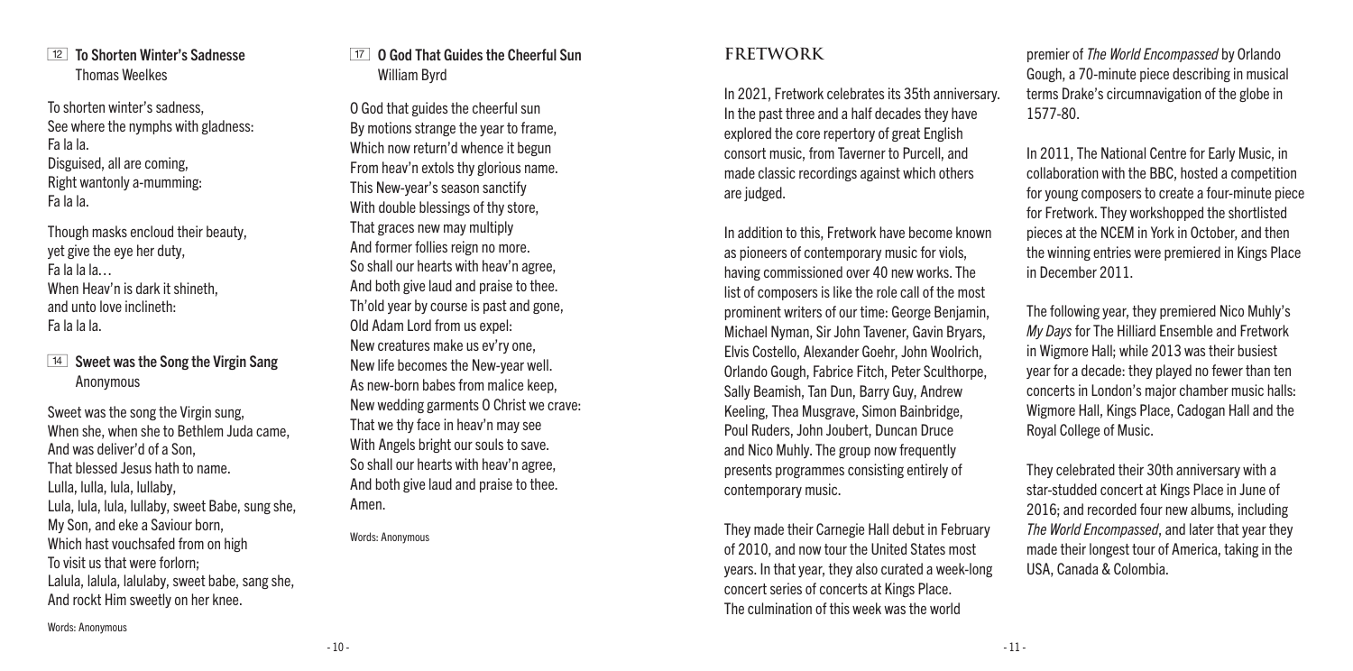### 12 To Shorten Winter's Sadnesse
Thomas Weelkes

To shorten winter's sadness,
See where the nymphs with gladness:
Fa la la.
Disguised, all are coming,
Right wantonly a-mumming:
Fa la la.

Though masks encloud their beauty,
yet give the eye her duty,
Fa la la la…
When Heav'n is dark it shineth,
and unto love inclineth:
Fa la la la.

### 14 Sweet was the Song the Virgin Sang
Anonymous

Sweet was the song the Virgin sung,
When she, when she to Bethlem Juda came,
And was deliver'd of a Son,
That blessed Jesus hath to name.
Lulla, lulla, lula, lullaby,
Lula, lula, lula, lullaby, sweet Babe, sung she,
My Son, and eke a Saviour born,
Which hast vouchsafed from on high
To visit us that were forlorn;
Lalula, lalula, lalulaby, sweet babe, sang she,
And rockt Him sweetly on her knee.

Words: Anonymous

### 17 O God That Guides the Cheerful Sun
William Byrd

O God that guides the cheerful sun
By motions strange the year to frame,
Which now return'd whence it begun
From heav'n extols thy glorious name.
This New-year's season sanctify
With double blessings of thy store,
That graces new may multiply
And former follies reign no more.
So shall our hearts with heav'n agree,
And both give laud and praise to thee.
Th'old year by course is past and gone,
Old Adam Lord from us expel:
New creatures make us ev'ry one,
New life becomes the New-year well.
As new-born babes from malice keep,
New wedding garments O Christ we crave:
That we thy face in heav'n may see
With Angels bright our souls to save.
So shall our hearts with heav'n agree,
And both give laud and praise to thee.
Amen.

Words: Anonymous

## FRETWORK

In 2021, Fretwork celebrates its 35th anniversary. In the past three and a half decades they have explored the core repertory of great English consort music, from Taverner to Purcell, and made classic recordings against which others are judged.

In addition to this, Fretwork have become known as pioneers of contemporary music for viols, having commissioned over 40 new works. The list of composers is like the role call of the most prominent writers of our time: George Benjamin, Michael Nyman, Sir John Tavener, Gavin Bryars, Elvis Costello, Alexander Goehr, John Woolrich, Orlando Gough, Fabrice Fitch, Peter Sculthorpe, Sally Beamish, Tan Dun, Barry Guy, Andrew Keeling, Thea Musgrave, Simon Bainbridge, Poul Ruders, John Joubert, Duncan Druce and Nico Muhly. The group now frequently presents programmes consisting entirely of contemporary music.

They made their Carnegie Hall debut in February of 2010, and now tour the United States most years. In that year, they also curated a week-long concert series of concerts at Kings Place. The culmination of this week was the world premier of *The World Encompassed* by Orlando Gough, a 70-minute piece describing in musical terms Drake's circumnavigation of the globe in 1577-80.

In 2011, The National Centre for Early Music, in collaboration with the BBC, hosted a competition for young composers to create a four-minute piece for Fretwork. They workshopped the shortlisted pieces at the NCEM in York in October, and then the winning entries were premiered in Kings Place in December 2011.

The following year, they premiered Nico Muhly's *My Days* for The Hilliard Ensemble and Fretwork in Wigmore Hall; while 2013 was their busiest year for a decade: they played no fewer than ten concerts in London's major chamber music halls: Wigmore Hall, Kings Place, Cadogan Hall and the Royal College of Music.

They celebrated their 30th anniversary with a star-studded concert at Kings Place in June of 2016; and recorded four new albums, including *The World Encompassed*, and later that year they made their longest tour of America, taking in the USA, Canada & Colombia.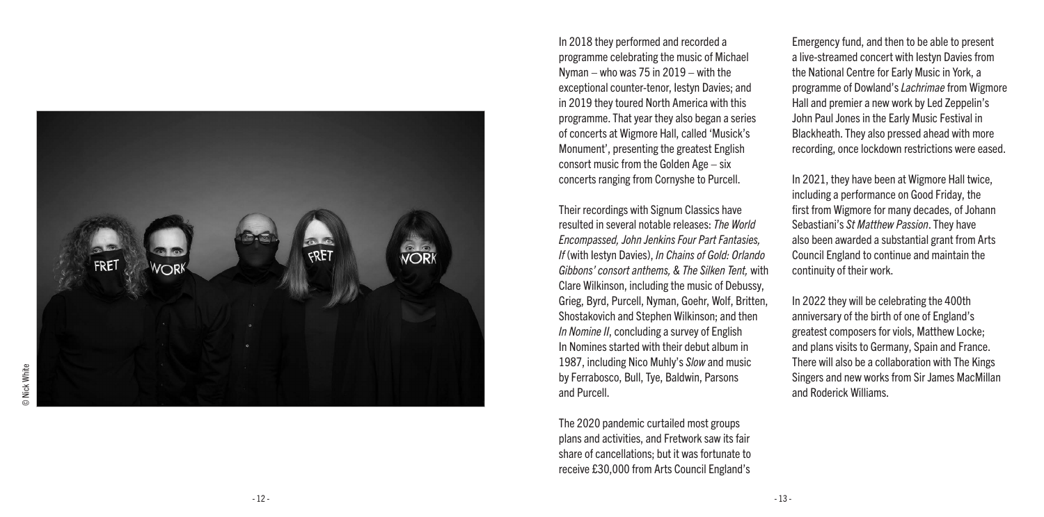© Nick White

In 2018 they performed and recorded a programme celebrating the music of Michael Nyman – who was 75 in 2019 – with the exceptional counter-tenor, Iestyn Davies; and in 2019 they toured North America with this programme. That year they also began a series of concerts at Wigmore Hall, called 'Musick's Monument', presenting the greatest English consort music from the Golden Age – six concerts ranging from Cornyshe to Purcell.

Their recordings with Signum Classics have resulted in several notable releases: *The World Encompassed, John Jenkins Four Part Fantasies, If* (with Iestyn Davies), *In Chains of Gold: Orlando Gibbons' consort anthems,* & *The Silken Tent,* with Clare Wilkinson, including the music of Debussy, Grieg, Byrd, Purcell, Nyman, Goehr, Wolf, Britten, Shostakovich and Stephen Wilkinson; and then *In Nomine II*, concluding a survey of English In Nomines started with their debut album in 1987, including Nico Muhly's *Slow* and music by Ferrabosco, Bull, Tye, Baldwin, Parsons and Purcell.

The 2020 pandemic curtailed most groups plans and activities, and Fretwork saw its fair share of cancellations; but it was fortunate to receive £30,000 from Arts Council England's Emergency fund, and then to be able to present a live-streamed concert with Iestyn Davies from the National Centre for Early Music in York, a programme of Dowland's *Lachrimae* from Wigmore Hall and premier a new work by Led Zeppelin's John Paul Jones in the Early Music Festival in Blackheath. They also pressed ahead with more recording, once lockdown restrictions were eased.

In 2021, they have been at Wigmore Hall twice, including a performance on Good Friday, the first from Wigmore for many decades, of Johann Sebastiani's *St Matthew Passion*. They have also been awarded a substantial grant from Arts Council England to continue and maintain the continuity of their work.

In 2022 they will be celebrating the 400th anniversary of the birth of one of England's greatest composers for viols, Matthew Locke; and plans visits to Germany, Spain and France. There will also be a collaboration with The Kings Singers and new works from Sir James MacMillan and Roderick Williams.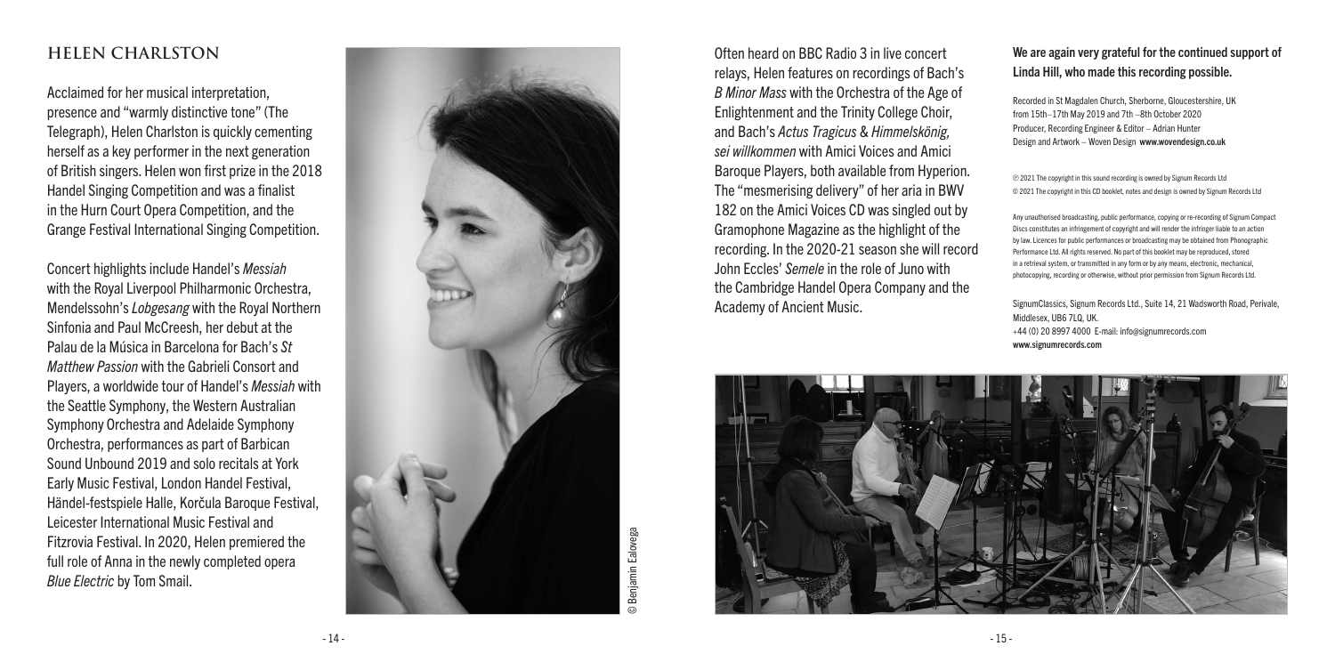## HELEN CHARLSTON

Acclaimed for her musical interpretation, presence and "warmly distinctive tone" (The Telegraph), Helen Charlston is quickly cementing herself as a key performer in the next generation of British singers. Helen won first prize in the 2018 Handel Singing Competition and was a finalist in the Hurn Court Opera Competition, and the Grange Festival International Singing Competition.

Concert highlights include Handel's *Messiah* with the Royal Liverpool Philharmonic Orchestra, Mendelssohn's *Lobgesang* with the Royal Northern Sinfonia and Paul McCreesh, her debut at the Palau de la Música in Barcelona for Bach's *St Matthew Passion* with the Gabrieli Consort and Players, a worldwide tour of Handel's *Messiah* with the Seattle Symphony, the Western Australian Symphony Orchestra and Adelaide Symphony Orchestra, performances as part of Barbican Sound Unbound 2019 and solo recitals at York Early Music Festival, London Handel Festival, Händel-festspiele Halle, Korčula Baroque Festival, Leicester International Music Festival and Fitzrovia Festival. In 2020, Helen premiered the full role of Anna in the newly completed opera *Blue Electric* by Tom Smail.

© Benjamin Ealovega

Often heard on BBC Radio 3 in live concert relays, Helen features on recordings of Bach's *B Minor Mass* with the Orchestra of the Age of Enlightenment and the Trinity College Choir, and Bach's *Actus Tragicus* & *Himmelskönig, sei willkommen* with Amici Voices and Amici Baroque Players, both available from Hyperion. The "mesmerising delivery" of her aria in BWV 182 on the Amici Voices CD was singled out by Gramophone Magazine as the highlight of the recording. In the 2020-21 season she will record John Eccles' *Semele* in the role of Juno with the Cambridge Handel Opera Company and the Academy of Ancient Music.

**We are again very grateful for the continued support of Linda Hill, who made this recording possible.**

Recorded in St Magdalen Church, Sherborne, Gloucestershire, UK from 15th–17th May 2019 and 7th –8th October 2020
Producer, Recording Engineer & Editor – Adrian Hunter
Design and Artwork – Woven Design **www.wovendesign.co.uk**

℗ 2021 The copyright in this sound recording is owned by Signum Records Ltd
© 2021 The copyright in this CD booklet, notes and design is owned by Signum Records Ltd

Any unauthorised broadcasting, public performance, copying or re-recording of Signum Compact Discs constitutes an infringement of copyright and will render the infringer liable to an action by law. Licences for public performances or broadcasting may be obtained from Phonographic Performance Ltd. All rights reserved. No part of this booklet may be reproduced, stored in a retrieval system, or transmitted in any form or by any means, electronic, mechanical, photocopying, recording or otherwise, without prior permission from Signum Records Ltd.

SignumClassics, Signum Records Ltd., Suite 14, 21 Wadsworth Road, Perivale, Middlesex, UB6 7LQ, UK.
+44 (0) 20 8997 4000 E-mail: info@signumrecords.com
**www.signumrecords.com**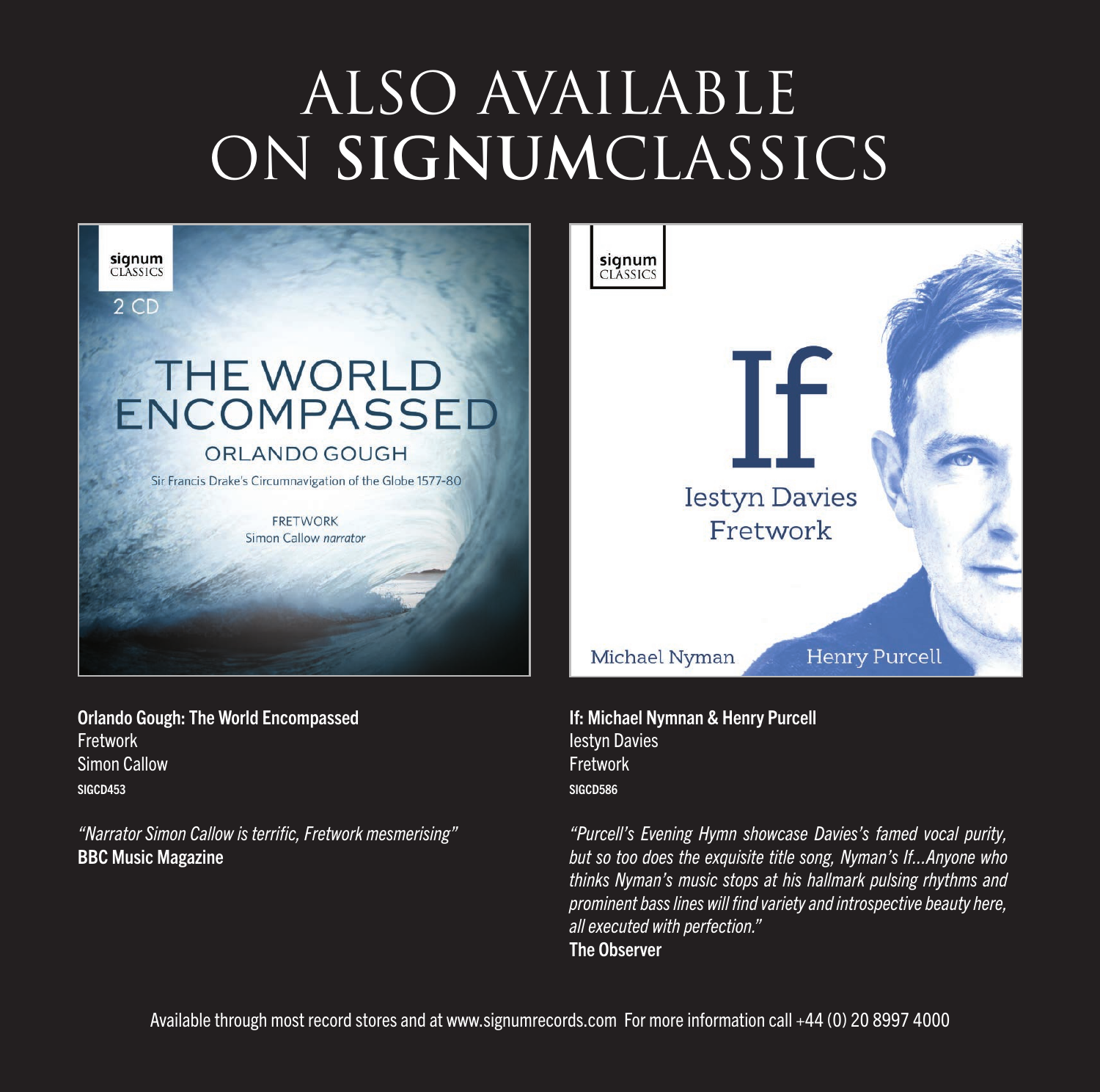# ALSO AVAILABLE ON SIGNUMCLASSICS

**Orlando Gough: The World Encompassed**
Fretwork
Simon Callow
**SIGCD453**

*"Narrator Simon Callow is terrific, Fretwork mesmerising"*
**BBC Music Magazine**

**If: Michael Nymnan & Henry Purcell**
Iestyn Davies
Fretwork
**SIGCD586**

*"Purcell's Evening Hymn showcase Davies's famed vocal purity, but so too does the exquisite title song, Nyman's If...Anyone who thinks Nyman's music stops at his hallmark pulsing rhythms and prominent bass lines will find variety and introspective beauty here, all executed with perfection."*
**The Observer**

Available through most record stores and at www.signumrecords.com For more information call +44 (0) 20 8997 4000